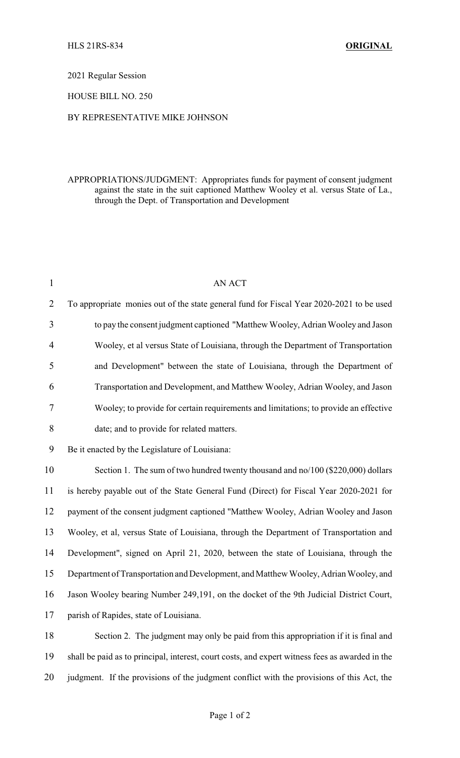HLS 21RS-834 **ORIGINAL**

2021 Regular Session

HOUSE BILL NO. 250

BY REPRESENTATIVE MIKE JOHNSON

APPROPRIATIONS/JUDGMENT: Appropriates funds for payment of consent judgment against the state in the suit captioned Matthew Wooley et al. versus State of La., through the Dept. of Transportation and Development

AN ACT

To appropriate monies out of the state general fund for Fiscal Year 2020-2021 to be used to pay the consent judgment captioned "Matthew Wooley, Adrian Wooley and Jason Wooley, et al versus State of Louisiana, through the Department of Transportation and Development" between the state of Louisiana, through the Department of Transportation and Development, and Matthew Wooley, Adrian Wooley, and Jason Wooley; to provide for certain requirements and limitations; to provide an effective date; and to provide for related matters.

Be it enacted by the Legislature of Louisiana:

Section 1. The sum of two hundred twenty thousand and no/100 ($220,000) dollars is hereby payable out of the State General Fund (Direct) for Fiscal Year 2020-2021 for payment of the consent judgment captioned "Matthew Wooley, Adrian Wooley and Jason Wooley, et al, versus State of Louisiana, through the Department of Transportation and Development", signed on April 21, 2020, between the state of Louisiana, through the Department of Transportation and Development, and Matthew Wooley, Adrian Wooley, and Jason Wooley bearing Number 249,191, on the docket of the 9th Judicial District Court, parish of Rapides, state of Louisiana.

Section 2. The judgment may only be paid from this appropriation if it is final and shall be paid as to principal, interest, court costs, and expert witness fees as awarded in the judgment. If the provisions of the judgment conflict with the provisions of this Act, the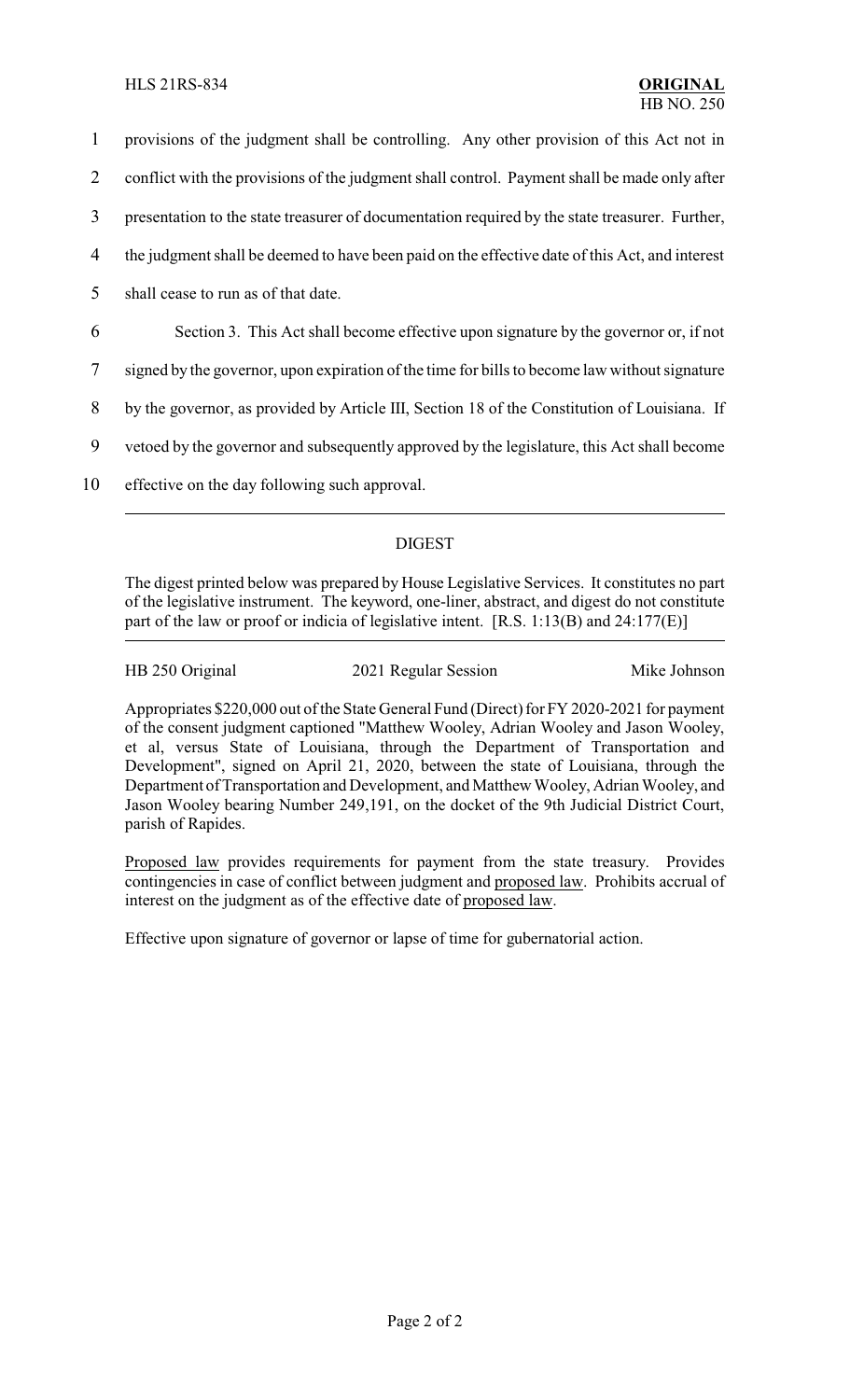provisions of the judgment shall be controlling. Any other provision of this Act not in conflict with the provisions of the judgment shall control. Payment shall be made only after presentation to the state treasurer of documentation required by the state treasurer. Further, the judgment shall be deemed to have been paid on the effective date of this Act, and interest shall cease to run as of that date.

Section 3. This Act shall become effective upon signature by the governor or, if not signed by the governor, upon expiration of the time for bills to become law without signature by the governor, as provided by Article III, Section 18 of the Constitution of Louisiana. If vetoed by the governor and subsequently approved by the legislature, this Act shall become effective on the day following such approval.

## DIGEST

The digest printed below was prepared by House Legislative Services. It constitutes no part of the legislative instrument. The keyword, one-liner, abstract, and digest do not constitute part of the law or proof or indicia of legislative intent. [R.S. 1:13(B) and 24:177(E)]

HB 250 Original — 2021 Regular Session — Mike Johnson

Appropriates $220,000 out of the State General Fund (Direct) for FY 2020-2021 for payment of the consent judgment captioned "Matthew Wooley, Adrian Wooley and Jason Wooley, et al, versus State of Louisiana, through the Department of Transportation and Development", signed on April 21, 2020, between the state of Louisiana, through the Department of Transportation and Development, and Matthew Wooley, Adrian Wooley, and Jason Wooley bearing Number 249,191, on the docket of the 9th Judicial District Court, parish of Rapides.

Proposed law provides requirements for payment from the state treasury. Provides contingencies in case of conflict between judgment and proposed law. Prohibits accrual of interest on the judgment as of the effective date of proposed law.

Effective upon signature of governor or lapse of time for gubernatorial action.